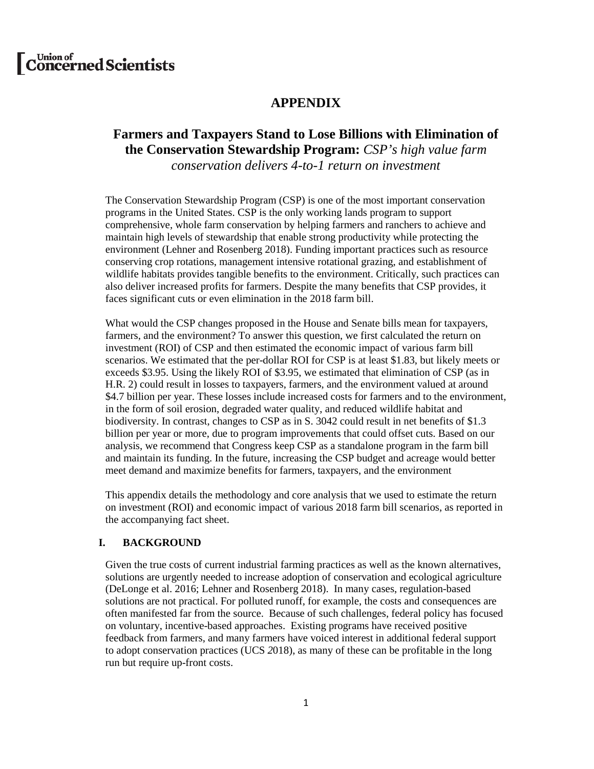Union of Concerned Scientists

# APPENDIX

## Farmers and Taxpayers Stand to Lose Billions with Elimination of the Conservation Stewardship Program: *CSP's high value farm conservation delivers 4-to-1 return on investment*

The Conservation Stewardship Program (CSP) is one of the most important conservation programs in the United States. CSP is the only working lands program to support comprehensive, whole farm conservation by helping farmers and ranchers to achieve and maintain high levels of stewardship that enable strong productivity while protecting the environment (Lehner and Rosenberg 2018). Funding important practices such as resource conserving crop rotations, management intensive rotational grazing, and establishment of wildlife habitats provides tangible benefits to the environment. Critically, such practices can also deliver increased profits for farmers. Despite the many benefits that CSP provides, it faces significant cuts or even elimination in the 2018 farm bill.

What would the CSP changes proposed in the House and Senate bills mean for taxpayers, farmers, and the environment? To answer this question, we first calculated the return on investment (ROI) of CSP and then estimated the economic impact of various farm bill scenarios. We estimated that the per-dollar ROI for CSP is at least $1.83, but likely meets or exceeds $3.95. Using the likely ROI of $3.95, we estimated that elimination of CSP (as in H.R. 2) could result in losses to taxpayers, farmers, and the environment valued at around $4.7 billion per year. These losses include increased costs for farmers and to the environment, in the form of soil erosion, degraded water quality, and reduced wildlife habitat and biodiversity. In contrast, changes to CSP as in S. 3042 could result in net benefits of $1.3 billion per year or more, due to program improvements that could offset cuts. Based on our analysis, we recommend that Congress keep CSP as a standalone program in the farm bill and maintain its funding. In the future, increasing the CSP budget and acreage would better meet demand and maximize benefits for farmers, taxpayers, and the environment

This appendix details the methodology and core analysis that we used to estimate the return on investment (ROI) and economic impact of various 2018 farm bill scenarios, as reported in the accompanying fact sheet.

### I. BACKGROUND

Given the true costs of current industrial farming practices as well as the known alternatives, solutions are urgently needed to increase adoption of conservation and ecological agriculture (DeLonge et al. 2016; Lehner and Rosenberg 2018). In many cases, regulation-based solutions are not practical. For polluted runoff, for example, the costs and consequences are often manifested far from the source. Because of such challenges, federal policy has focused on voluntary, incentive-based approaches. Existing programs have received positive feedback from farmers, and many farmers have voiced interest in additional federal support to adopt conservation practices (UCS 2018), as many of these can be profitable in the long run but require up-front costs.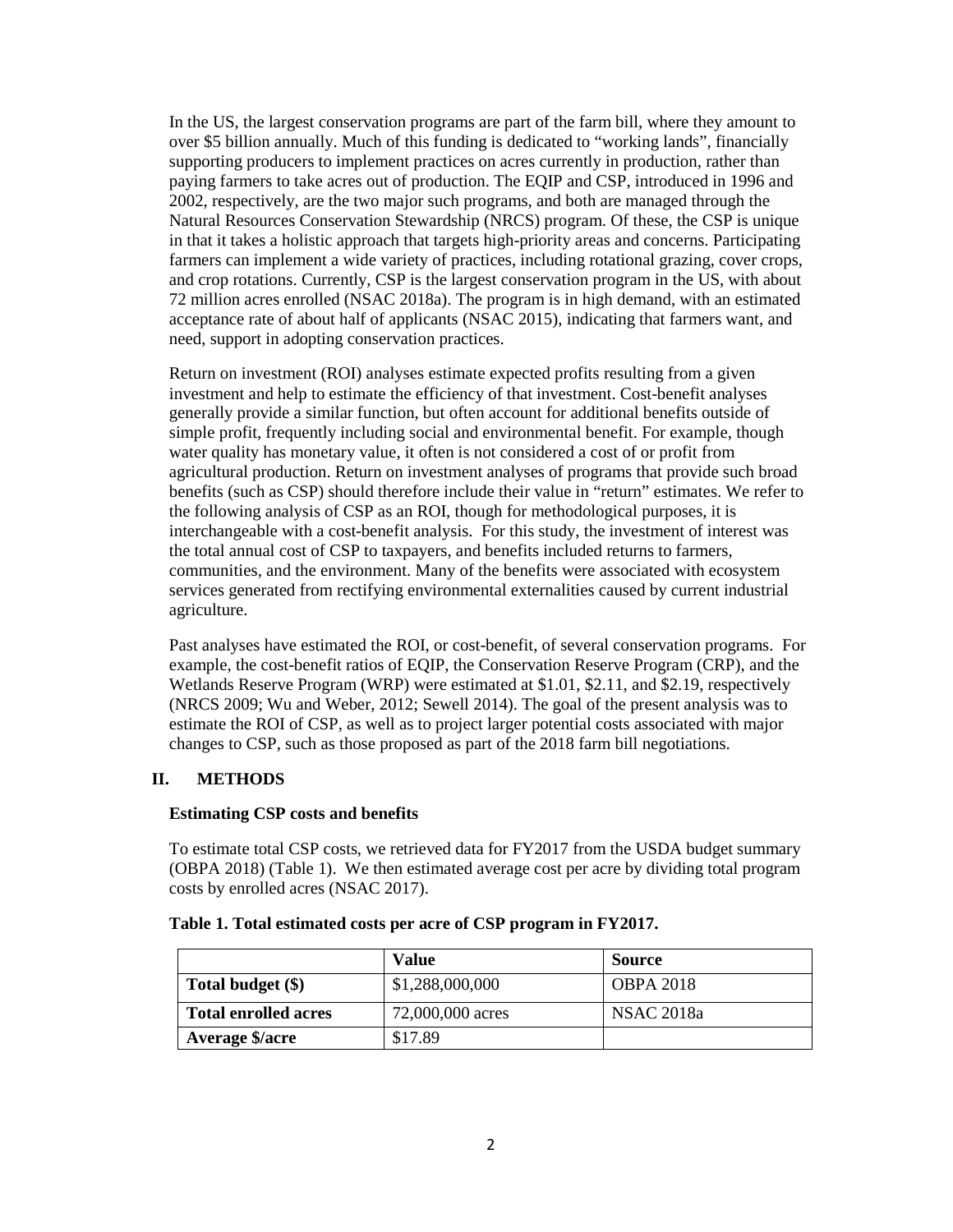In the US, the largest conservation programs are part of the farm bill, where they amount to over $5 billion annually. Much of this funding is dedicated to "working lands", financially supporting producers to implement practices on acres currently in production, rather than paying farmers to take acres out of production. The EQIP and CSP, introduced in 1996 and 2002, respectively, are the two major such programs, and both are managed through the Natural Resources Conservation Stewardship (NRCS) program. Of these, the CSP is unique in that it takes a holistic approach that targets high-priority areas and concerns. Participating farmers can implement a wide variety of practices, including rotational grazing, cover crops, and crop rotations. Currently, CSP is the largest conservation program in the US, with about 72 million acres enrolled (NSAC 2018a). The program is in high demand, with an estimated acceptance rate of about half of applicants (NSAC 2015), indicating that farmers want, and need, support in adopting conservation practices.

Return on investment (ROI) analyses estimate expected profits resulting from a given investment and help to estimate the efficiency of that investment. Cost-benefit analyses generally provide a similar function, but often account for additional benefits outside of simple profit, frequently including social and environmental benefit. For example, though water quality has monetary value, it often is not considered a cost of or profit from agricultural production. Return on investment analyses of programs that provide such broad benefits (such as CSP) should therefore include their value in "return" estimates. We refer to the following analysis of CSP as an ROI, though for methodological purposes, it is interchangeable with a cost-benefit analysis. For this study, the investment of interest was the total annual cost of CSP to taxpayers, and benefits included returns to farmers, communities, and the environment. Many of the benefits were associated with ecosystem services generated from rectifying environmental externalities caused by current industrial agriculture.

Past analyses have estimated the ROI, or cost-benefit, of several conservation programs. For example, the cost-benefit ratios of EQIP, the Conservation Reserve Program (CRP), and the Wetlands Reserve Program (WRP) were estimated at $1.01, $2.11, and $2.19, respectively (NRCS 2009; Wu and Weber, 2012; Sewell 2014). The goal of the present analysis was to estimate the ROI of CSP, as well as to project larger potential costs associated with major changes to CSP, such as those proposed as part of the 2018 farm bill negotiations.

## II. METHODS

### Estimating CSP costs and benefits

To estimate total CSP costs, we retrieved data for FY2017 from the USDA budget summary (OBPA 2018) (Table 1). We then estimated average cost per acre by dividing total program costs by enrolled acres (NSAC 2017).

**Table 1. Total estimated costs per acre of CSP program in FY2017.**

| | Value | Source |
|---|---|---|
| **Total budget ($)** | $1,288,000,000 | OBPA 2018 |
| **Total enrolled acres** | 72,000,000 acres | NSAC 2018a |
| **Average $/acre** | $17.89 | |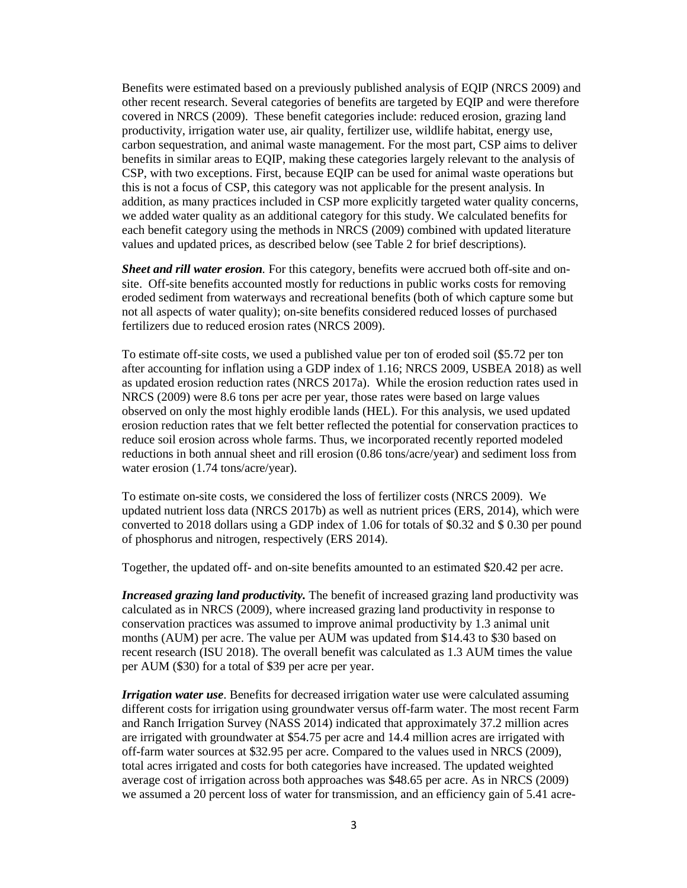Benefits were estimated based on a previously published analysis of EQIP (NRCS 2009) and other recent research. Several categories of benefits are targeted by EQIP and were therefore covered in NRCS (2009). These benefit categories include: reduced erosion, grazing land productivity, irrigation water use, air quality, fertilizer use, wildlife habitat, energy use, carbon sequestration, and animal waste management. For the most part, CSP aims to deliver benefits in similar areas to EQIP, making these categories largely relevant to the analysis of CSP, with two exceptions. First, because EQIP can be used for animal waste operations but this is not a focus of CSP, this category was not applicable for the present analysis. In addition, as many practices included in CSP more explicitly targeted water quality concerns, we added water quality as an additional category for this study. We calculated benefits for each benefit category using the methods in NRCS (2009) combined with updated literature values and updated prices, as described below (see Table 2 for brief descriptions).

***Sheet and rill water erosion***. For this category, benefits were accrued both off-site and on-site. Off-site benefits accounted mostly for reductions in public works costs for removing eroded sediment from waterways and recreational benefits (both of which capture some but not all aspects of water quality); on-site benefits considered reduced losses of purchased fertilizers due to reduced erosion rates (NRCS 2009).

To estimate off-site costs, we used a published value per ton of eroded soil ($5.72 per ton after accounting for inflation using a GDP index of 1.16; NRCS 2009, USBEA 2018) as well as updated erosion reduction rates (NRCS 2017a). While the erosion reduction rates used in NRCS (2009) were 8.6 tons per acre per year, those rates were based on large values observed on only the most highly erodible lands (HEL). For this analysis, we used updated erosion reduction rates that we felt better reflected the potential for conservation practices to reduce soil erosion across whole farms. Thus, we incorporated recently reported modeled reductions in both annual sheet and rill erosion (0.86 tons/acre/year) and sediment loss from water erosion (1.74 tons/acre/year).

To estimate on-site costs, we considered the loss of fertilizer costs (NRCS 2009). We updated nutrient loss data (NRCS 2017b) as well as nutrient prices (ERS, 2014), which were converted to 2018 dollars using a GDP index of 1.06 for totals of $0.32 and $ 0.30 per pound of phosphorus and nitrogen, respectively (ERS 2014).

Together, the updated off- and on-site benefits amounted to an estimated $20.42 per acre.

***Increased grazing land productivity.*** The benefit of increased grazing land productivity was calculated as in NRCS (2009), where increased grazing land productivity in response to conservation practices was assumed to improve animal productivity by 1.3 animal unit months (AUM) per acre. The value per AUM was updated from $14.43 to $30 based on recent research (ISU 2018). The overall benefit was calculated as 1.3 AUM times the value per AUM ($30) for a total of $39 per acre per year.

***Irrigation water use***. Benefits for decreased irrigation water use were calculated assuming different costs for irrigation using groundwater versus off-farm water. The most recent Farm and Ranch Irrigation Survey (NASS 2014) indicated that approximately 37.2 million acres are irrigated with groundwater at $54.75 per acre and 14.4 million acres are irrigated with off-farm water sources at $32.95 per acre. Compared to the values used in NRCS (2009), total acres irrigated and costs for both categories have increased. The updated weighted average cost of irrigation across both approaches was $48.65 per acre. As in NRCS (2009) we assumed a 20 percent loss of water for transmission, and an efficiency gain of 5.41 acre-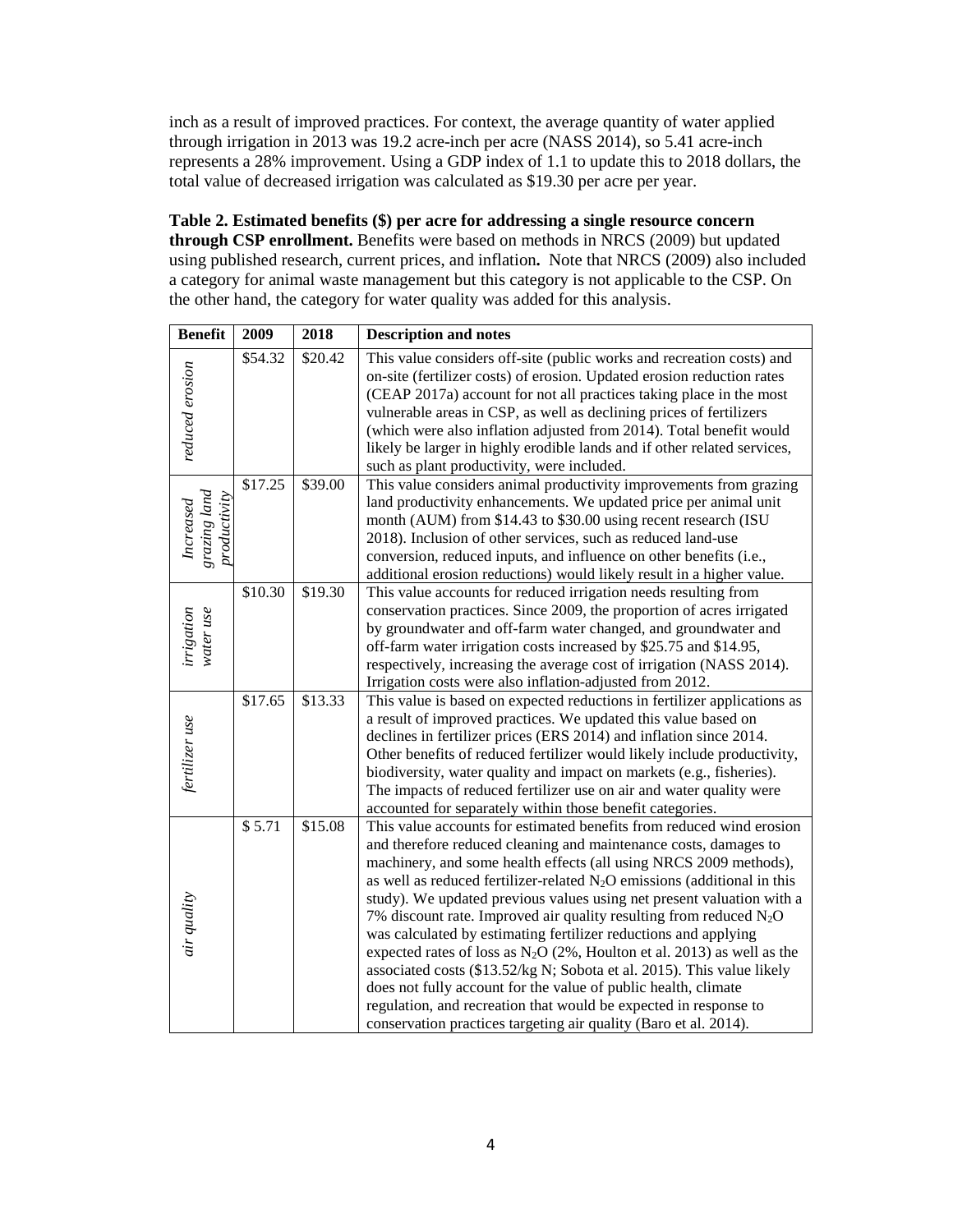inch as a result of improved practices. For context, the average quantity of water applied through irrigation in 2013 was 19.2 acre-inch per acre (NASS 2014), so 5.41 acre-inch represents a 28% improvement. Using a GDP index of 1.1 to update this to 2018 dollars, the total value of decreased irrigation was calculated as \$19.30 per acre per year.

**Table 2. Estimated benefits (\$) per acre for addressing a single resource concern through CSP enrollment.** Benefits were based on methods in NRCS (2009) but updated using published research, current prices, and inflation**.** Note that NRCS (2009) also included a category for animal waste management but this category is not applicable to the CSP. On the other hand, the category for water quality was added for this analysis.

| Benefit | 2009 | 2018 | Description and notes |
| --- | --- | --- | --- |
| *reduced erosion* | \$54.32 | \$20.42 | This value considers off-site (public works and recreation costs) and on-site (fertilizer costs) of erosion. Updated erosion reduction rates (CEAP 2017a) account for not all practices taking place in the most vulnerable areas in CSP, as well as declining prices of fertilizers (which were also inflation adjusted from 2014). Total benefit would likely be larger in highly erodible lands and if other related services, such as plant productivity, were included. |
| *Increased grazing land productivity* | \$17.25 | \$39.00 | This value considers animal productivity improvements from grazing land productivity enhancements. We updated price per animal unit month (AUM) from \$14.43 to \$30.00 using recent research (ISU 2018). Inclusion of other services, such as reduced land-use conversion, reduced inputs, and influence on other benefits (i.e., additional erosion reductions) would likely result in a higher value. |
| *irrigation water use* | \$10.30 | \$19.30 | This value accounts for reduced irrigation needs resulting from conservation practices. Since 2009, the proportion of acres irrigated by groundwater and off-farm water changed, and groundwater and off-farm water irrigation costs increased by \$25.75 and \$14.95, respectively, increasing the average cost of irrigation (NASS 2014). Irrigation costs were also inflation-adjusted from 2012. |
| *fertilizer use* | \$17.65 | \$13.33 | This value is based on expected reductions in fertilizer applications as a result of improved practices. We updated this value based on declines in fertilizer prices (ERS 2014) and inflation since 2014. Other benefits of reduced fertilizer would likely include productivity, biodiversity, water quality and impact on markets (e.g., fisheries). The impacts of reduced fertilizer use on air and water quality were accounted for separately within those benefit categories. |
| *air quality* | \$ 5.71 | \$15.08 | This value accounts for estimated benefits from reduced wind erosion and therefore reduced cleaning and maintenance costs, damages to machinery, and some health effects (all using NRCS 2009 methods), as well as reduced fertilizer-related $N_2O$ emissions (additional in this study). We updated previous values using net present valuation with a 7% discount rate. Improved air quality resulting from reduced $N_2O$ was calculated by estimating fertilizer reductions and applying expected rates of loss as $N_2O$ (2%, Houlton et al. 2013) as well as the associated costs (\$13.52/kg N; Sobota et al. 2015). This value likely does not fully account for the value of public health, climate regulation, and recreation that would be expected in response to conservation practices targeting air quality (Baro et al. 2014). |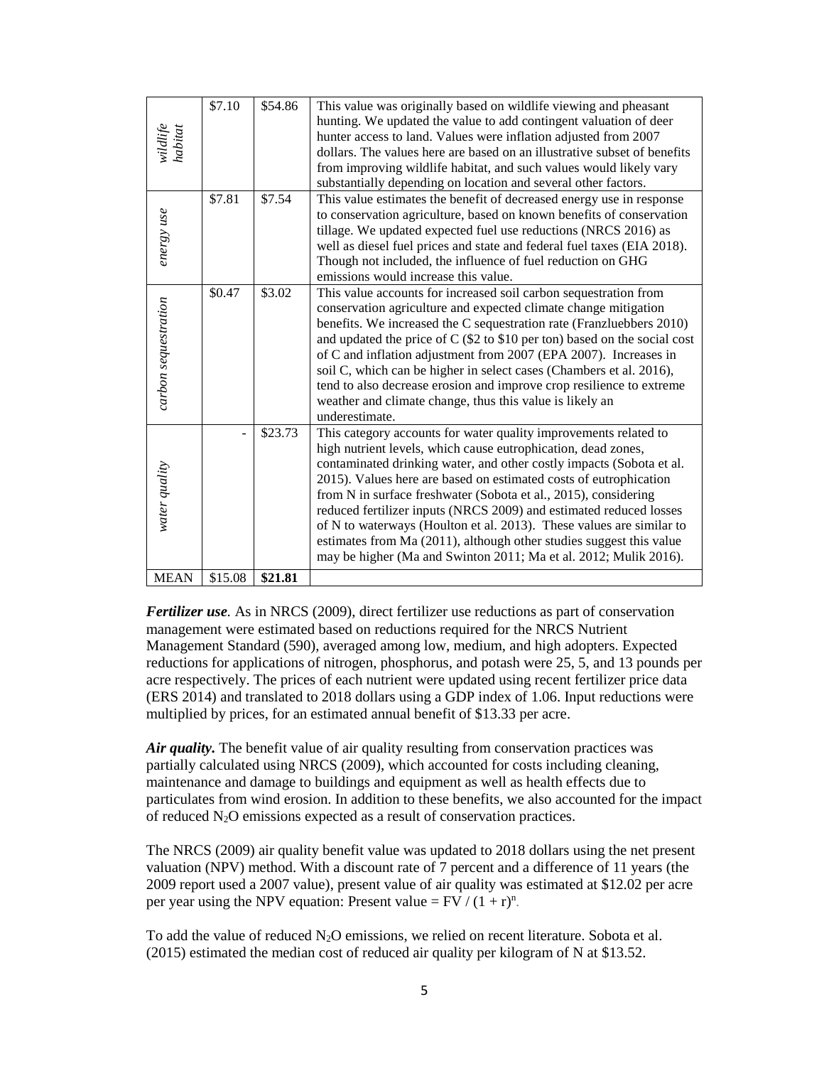| | | | |
|---|---|---|---|
| *wildlife habitat* | \$7.10 | \$54.86 | This value was originally based on wildlife viewing and pheasant hunting. We updated the value to add contingent valuation of deer hunter access to land. Values were inflation adjusted from 2007 dollars. The values here are based on an illustrative subset of benefits from improving wildlife habitat, and such values would likely vary substantially depending on location and several other factors. |
| *energy use* | \$7.81 | \$7.54 | This value estimates the benefit of decreased energy use in response to conservation agriculture, based on known benefits of conservation tillage. We updated expected fuel use reductions (NRCS 2016) as well as diesel fuel prices and state and federal fuel taxes (EIA 2018). Though not included, the influence of fuel reduction on GHG emissions would increase this value. |
| *carbon sequestration* | \$0.47 | \$3.02 | This value accounts for increased soil carbon sequestration from conservation agriculture and expected climate change mitigation benefits. We increased the C sequestration rate (Franzluebbers 2010) and updated the price of C (\$2 to \$10 per ton) based on the social cost of C and inflation adjustment from 2007 (EPA 2007). Increases in soil C, which can be higher in select cases (Chambers et al. 2016), tend to also decrease erosion and improve crop resilience to extreme weather and climate change, thus this value is likely an underestimate. |
| *water quality* | - | \$23.73 | This category accounts for water quality improvements related to high nutrient levels, which cause eutrophication, dead zones, contaminated drinking water, and other costly impacts (Sobota et al. 2015). Values here are based on estimated costs of eutrophication from N in surface freshwater (Sobota et al., 2015), considering reduced fertilizer inputs (NRCS 2009) and estimated reduced losses of N to waterways (Houlton et al. 2013). These values are similar to estimates from Ma (2011), although other studies suggest this value may be higher (Ma and Swinton 2011; Ma et al. 2012; Mulik 2016). |
| MEAN | \$15.08 | **\$21.81** | |

***Fertilizer use.*** As in NRCS (2009), direct fertilizer use reductions as part of conservation management were estimated based on reductions required for the NRCS Nutrient Management Standard (590), averaged among low, medium, and high adopters. Expected reductions for applications of nitrogen, phosphorus, and potash were 25, 5, and 13 pounds per acre respectively. The prices of each nutrient were updated using recent fertilizer price data (ERS 2014) and translated to 2018 dollars using a GDP index of 1.06. Input reductions were multiplied by prices, for an estimated annual benefit of \$13.33 per acre.

***Air quality.*** The benefit value of air quality resulting from conservation practices was partially calculated using NRCS (2009), which accounted for costs including cleaning, maintenance and damage to buildings and equipment as well as health effects due to particulates from wind erosion. In addition to these benefits, we also accounted for the impact of reduced $N_2O$ emissions expected as a result of conservation practices.

The NRCS (2009) air quality benefit value was updated to 2018 dollars using the net present valuation (NPV) method. With a discount rate of 7 percent and a difference of 11 years (the 2009 report used a 2007 value), present value of air quality was estimated at \$12.02 per acre per year using the NPV equation: Present value = $FV / (1 + r)^n$.

To add the value of reduced $N_2O$ emissions, we relied on recent literature. Sobota et al. (2015) estimated the median cost of reduced air quality per kilogram of N at \$13.52.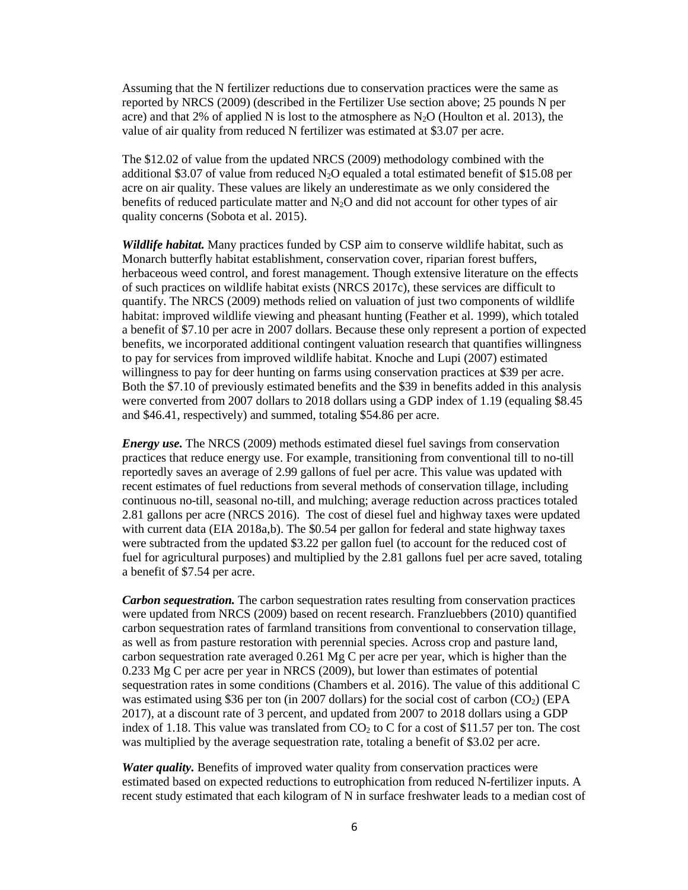Assuming that the N fertilizer reductions due to conservation practices were the same as reported by NRCS (2009) (described in the Fertilizer Use section above; 25 pounds N per acre) and that 2% of applied N is lost to the atmosphere as $N_2O$ (Houlton et al. 2013), the value of air quality from reduced N fertilizer was estimated at \$3.07 per acre.

The \$12.02 of value from the updated NRCS (2009) methodology combined with the additional \$3.07 of value from reduced $N_2O$ equaled a total estimated benefit of \$15.08 per acre on air quality. These values are likely an underestimate as we only considered the benefits of reduced particulate matter and $N_2O$ and did not account for other types of air quality concerns (Sobota et al. 2015).

***Wildlife habitat.*** Many practices funded by CSP aim to conserve wildlife habitat, such as Monarch butterfly habitat establishment, conservation cover, riparian forest buffers, herbaceous weed control, and forest management. Though extensive literature on the effects of such practices on wildlife habitat exists (NRCS 2017c), these services are difficult to quantify. The NRCS (2009) methods relied on valuation of just two components of wildlife habitat: improved wildlife viewing and pheasant hunting (Feather et al. 1999), which totaled a benefit of \$7.10 per acre in 2007 dollars. Because these only represent a portion of expected benefits, we incorporated additional contingent valuation research that quantifies willingness to pay for services from improved wildlife habitat. Knoche and Lupi (2007) estimated willingness to pay for deer hunting on farms using conservation practices at \$39 per acre. Both the \$7.10 of previously estimated benefits and the \$39 in benefits added in this analysis were converted from 2007 dollars to 2018 dollars using a GDP index of 1.19 (equaling \$8.45 and \$46.41, respectively) and summed, totaling \$54.86 per acre.

***Energy use.*** The NRCS (2009) methods estimated diesel fuel savings from conservation practices that reduce energy use. For example, transitioning from conventional till to no-till reportedly saves an average of 2.99 gallons of fuel per acre. This value was updated with recent estimates of fuel reductions from several methods of conservation tillage, including continuous no-till, seasonal no-till, and mulching; average reduction across practices totaled 2.81 gallons per acre (NRCS 2016). The cost of diesel fuel and highway taxes were updated with current data (EIA 2018a,b). The \$0.54 per gallon for federal and state highway taxes were subtracted from the updated \$3.22 per gallon fuel (to account for the reduced cost of fuel for agricultural purposes) and multiplied by the 2.81 gallons fuel per acre saved, totaling a benefit of \$7.54 per acre.

***Carbon sequestration.*** The carbon sequestration rates resulting from conservation practices were updated from NRCS (2009) based on recent research. Franzluebbers (2010) quantified carbon sequestration rates of farmland transitions from conventional to conservation tillage, as well as from pasture restoration with perennial species. Across crop and pasture land, carbon sequestration rate averaged 0.261 Mg C per acre per year, which is higher than the 0.233 Mg C per acre per year in NRCS (2009), but lower than estimates of potential sequestration rates in some conditions (Chambers et al. 2016). The value of this additional C was estimated using \$36 per ton (in 2007 dollars) for the social cost of carbon ($CO_2$) (EPA 2017), at a discount rate of 3 percent, and updated from 2007 to 2018 dollars using a GDP index of 1.18. This value was translated from $CO_2$ to C for a cost of \$11.57 per ton. The cost was multiplied by the average sequestration rate, totaling a benefit of \$3.02 per acre.

***Water quality.*** Benefits of improved water quality from conservation practices were estimated based on expected reductions to eutrophication from reduced N-fertilizer inputs. A recent study estimated that each kilogram of N in surface freshwater leads to a median cost of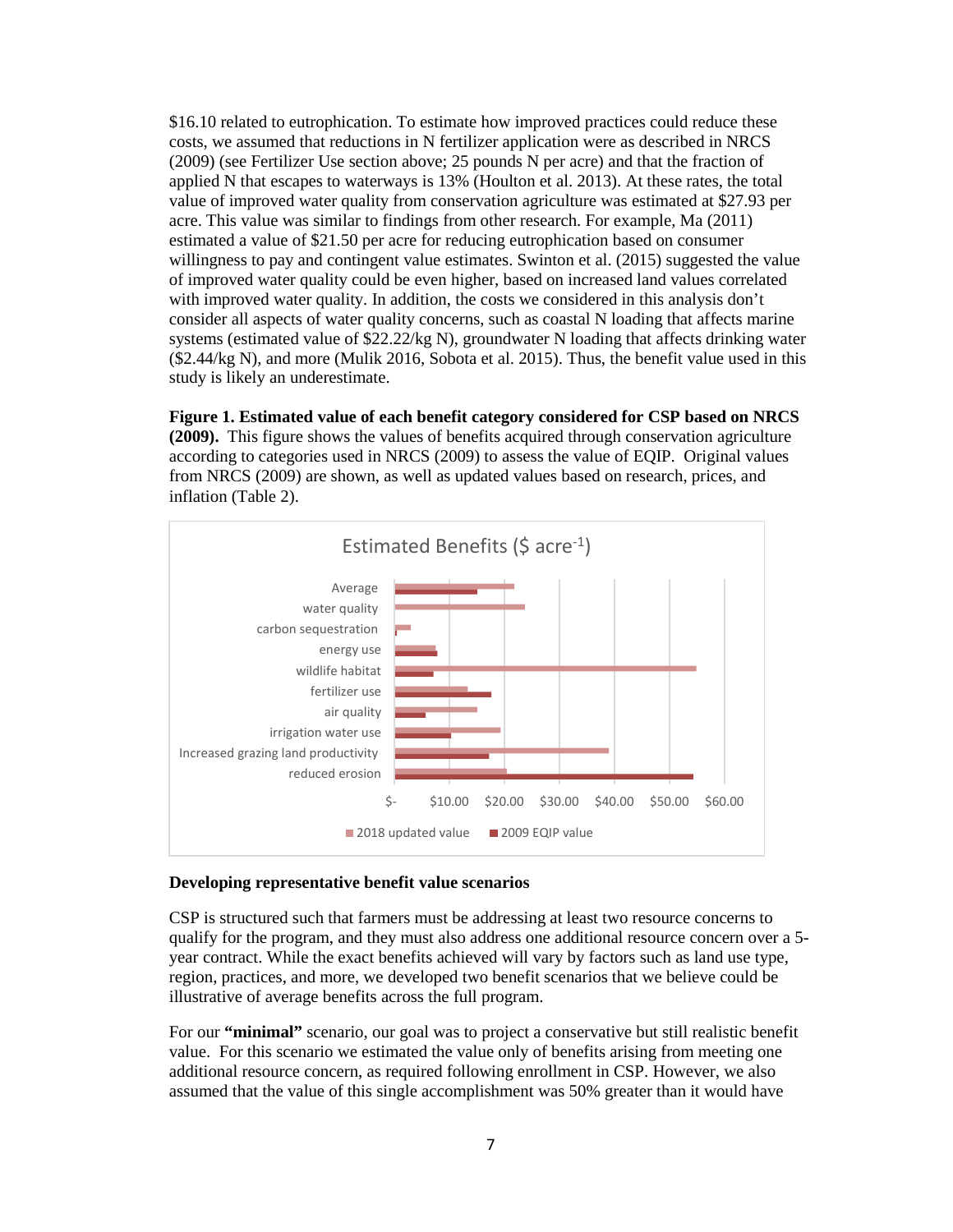$16.10 related to eutrophication. To estimate how improved practices could reduce these costs, we assumed that reductions in N fertilizer application were as described in NRCS (2009) (see Fertilizer Use section above; 25 pounds N per acre) and that the fraction of applied N that escapes to waterways is 13% (Houlton et al. 2013). At these rates, the total value of improved water quality from conservation agriculture was estimated at $27.93 per acre. This value was similar to findings from other research. For example, Ma (2011) estimated a value of $21.50 per acre for reducing eutrophication based on consumer willingness to pay and contingent value estimates. Swinton et al. (2015) suggested the value of improved water quality could be even higher, based on increased land values correlated with improved water quality. In addition, the costs we considered in this analysis don't consider all aspects of water quality concerns, such as coastal N loading that affects marine systems (estimated value of $22.22/kg N), groundwater N loading that affects drinking water ($2.44/kg N), and more (Mulik 2016, Sobota et al. 2015). Thus, the benefit value used in this study is likely an underestimate.

**Figure 1. Estimated value of each benefit category considered for CSP based on NRCS (2009).** This figure shows the values of benefits acquired through conservation agriculture according to categories used in NRCS (2009) to assess the value of EQIP. Original values from NRCS (2009) are shown, as well as updated values based on research, prices, and inflation (Table 2).

### Developing representative benefit value scenarios

CSP is structured such that farmers must be addressing at least two resource concerns to qualify for the program, and they must also address one additional resource concern over a 5-year contract. While the exact benefits achieved will vary by factors such as land use type, region, practices, and more, we developed two benefit scenarios that we believe could be illustrative of average benefits across the full program.

For our **"minimal"** scenario, our goal was to project a conservative but still realistic benefit value. For this scenario we estimated the value only of benefits arising from meeting one additional resource concern, as required following enrollment in CSP. However, we also assumed that the value of this single accomplishment was 50% greater than it would have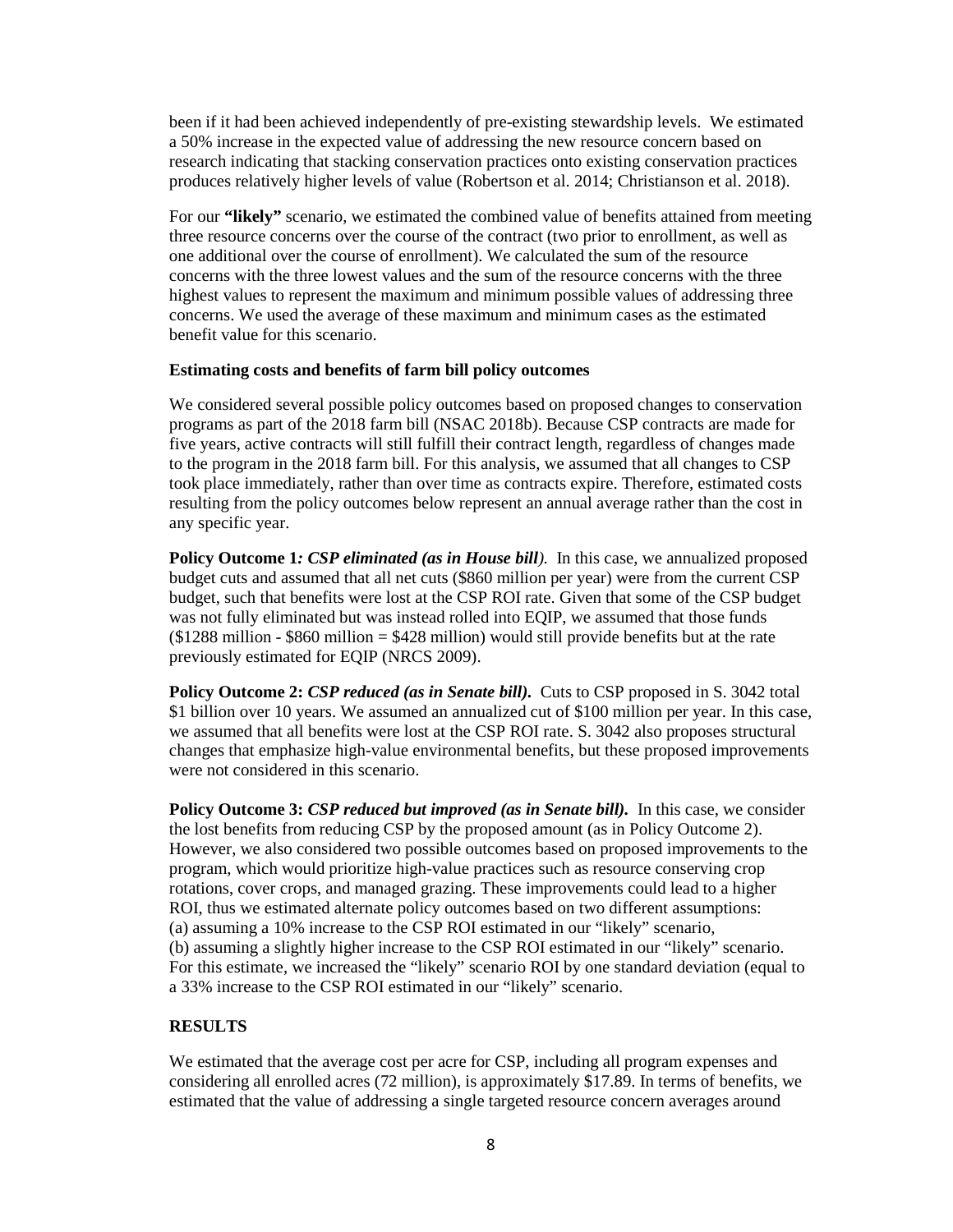been if it had been achieved independently of pre-existing stewardship levels. We estimated a 50% increase in the expected value of addressing the new resource concern based on research indicating that stacking conservation practices onto existing conservation practices produces relatively higher levels of value (Robertson et al. 2014; Christianson et al. 2018).

For our **"likely"** scenario, we estimated the combined value of benefits attained from meeting three resource concerns over the course of the contract (two prior to enrollment, as well as one additional over the course of enrollment). We calculated the sum of the resource concerns with the three lowest values and the sum of the resource concerns with the three highest values to represent the maximum and minimum possible values of addressing three concerns. We used the average of these maximum and minimum cases as the estimated benefit value for this scenario.

#### Estimating costs and benefits of farm bill policy outcomes

We considered several possible policy outcomes based on proposed changes to conservation programs as part of the 2018 farm bill (NSAC 2018b). Because CSP contracts are made for five years, active contracts will still fulfill their contract length, regardless of changes made to the program in the 2018 farm bill. For this analysis, we assumed that all changes to CSP took place immediately, rather than over time as contracts expire. Therefore, estimated costs resulting from the policy outcomes below represent an annual average rather than the cost in any specific year.

**Policy Outcome 1*: CSP eliminated (as in House bill).*** In this case, we annualized proposed budget cuts and assumed that all net cuts ($860 million per year) were from the current CSP budget, such that benefits were lost at the CSP ROI rate. Given that some of the CSP budget was not fully eliminated but was instead rolled into EQIP, we assumed that those funds ($1288 million - $860 million = $428 million) would still provide benefits but at the rate previously estimated for EQIP (NRCS 2009).

**Policy Outcome 2: *CSP reduced (as in Senate bill).*** Cuts to CSP proposed in S. 3042 total $1 billion over 10 years. We assumed an annualized cut of $100 million per year. In this case, we assumed that all benefits were lost at the CSP ROI rate. S. 3042 also proposes structural changes that emphasize high-value environmental benefits, but these proposed improvements were not considered in this scenario.

**Policy Outcome 3: *CSP reduced but improved (as in Senate bill).*** In this case, we consider the lost benefits from reducing CSP by the proposed amount (as in Policy Outcome 2). However, we also considered two possible outcomes based on proposed improvements to the program, which would prioritize high-value practices such as resource conserving crop rotations, cover crops, and managed grazing. These improvements could lead to a higher ROI, thus we estimated alternate policy outcomes based on two different assumptions:
(a) assuming a 10% increase to the CSP ROI estimated in our "likely" scenario,
(b) assuming a slightly higher increase to the CSP ROI estimated in our "likely" scenario. For this estimate, we increased the "likely" scenario ROI by one standard deviation (equal to a 33% increase to the CSP ROI estimated in our "likely" scenario.

### RESULTS

We estimated that the average cost per acre for CSP, including all program expenses and considering all enrolled acres (72 million), is approximately $17.89. In terms of benefits, we estimated that the value of addressing a single targeted resource concern averages around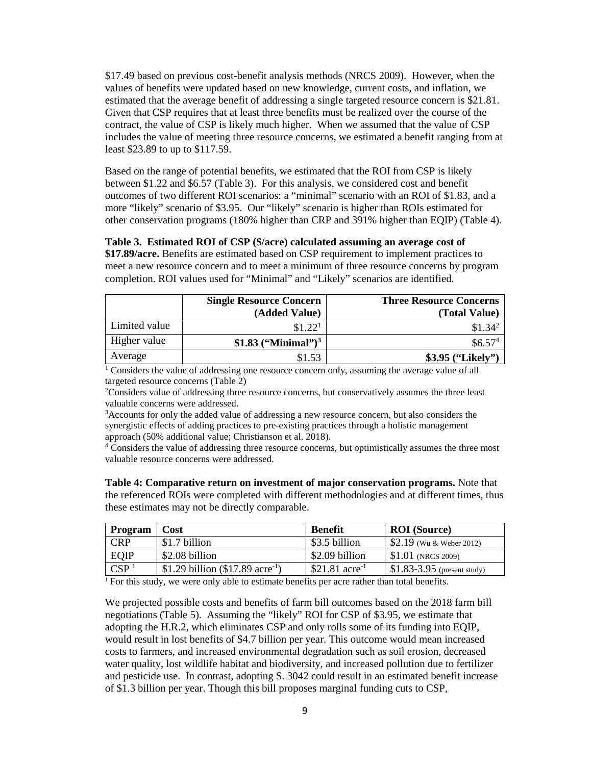$17.49 based on previous cost-benefit analysis methods (NRCS 2009). However, when the values of benefits were updated based on new knowledge, current costs, and inflation, we estimated that the average benefit of addressing a single targeted resource concern is $21.81. Given that CSP requires that at least three benefits must be realized over the course of the contract, the value of CSP is likely much higher. When we assumed that the value of CSP includes the value of meeting three resource concerns, we estimated a benefit ranging from at least $23.89 to up to $117.59.

Based on the range of potential benefits, we estimated that the ROI from CSP is likely between $1.22 and $6.57 (Table 3). For this analysis, we considered cost and benefit outcomes of two different ROI scenarios: a "minimal" scenario with an ROI of $1.83, and a more "likely" scenario of $3.95. Our "likely" scenario is higher than ROIs estimated for other conservation programs (180% higher than CRP and 391% higher than EQIP) (Table 4).

**Table 3. Estimated ROI of CSP ($/acre) calculated assuming an average cost of $17.89/acre.** Benefits are estimated based on CSP requirement to implement practices to meet a new resource concern and to meet a minimum of three resource concerns by program completion. ROI values used for "Minimal" and "Likely" scenarios are identified.

| | Single Resource Concern (Added Value) | Three Resource Concerns (Total Value) |
|---|---|---|
| Limited value | $1.22[1] | $1.34[2] |
| Higher value | **$1.83 ("Minimal")[3]** | $6.57[4] |
| Average | $1.53 | **$3.95 ("Likely")** |

[1] Considers the value of addressing one resource concern only, assuming the average value of all targeted resource concerns (Table 2)

[2] Considers value of addressing three resource concerns, but conservatively assumes the three least valuable concerns were addressed.

[3] Accounts for only the added value of addressing a new resource concern, but also considers the synergistic effects of adding practices to pre-existing practices through a holistic management approach (50% additional value; Christianson et al. 2018).

[4] Considers the value of addressing three resource concerns, but optimistically assumes the three most valuable resource concerns were addressed.

**Table 4: Comparative return on investment of major conservation programs.** Note that the referenced ROIs were completed with different methodologies and at different times, thus these estimates may not be directly comparable.

| Program | Cost | Benefit | ROI (Source) |
|---|---|---|---|
| CRP | $1.7 billion | $3.5 billion | $2.19 (Wu & Weber 2012) |
| EQIP | $2.08 billion | $2.09 billion | $1.01 (NRCS 2009) |
| CSP [1] | $1.29 billion ($17.89 $acre^{-1}$) | $21.81 $acre^{-1}$ | $1.83-3.95 (present study) |

[1] For this study, we were only able to estimate benefits per acre rather than total benefits.

We projected possible costs and benefits of farm bill outcomes based on the 2018 farm bill negotiations (Table 5). Assuming the "likely" ROI for CSP of $3.95, we estimate that adopting the H.R.2, which eliminates CSP and only rolls some of its funding into EQIP, would result in lost benefits of $4.7 billion per year. This outcome would mean increased costs to farmers, and increased environmental degradation such as soil erosion, decreased water quality, lost wildlife habitat and biodiversity, and increased pollution due to fertilizer and pesticide use. In contrast, adopting S. 3042 could result in an estimated benefit increase of $1.3 billion per year. Though this bill proposes marginal funding cuts to CSP,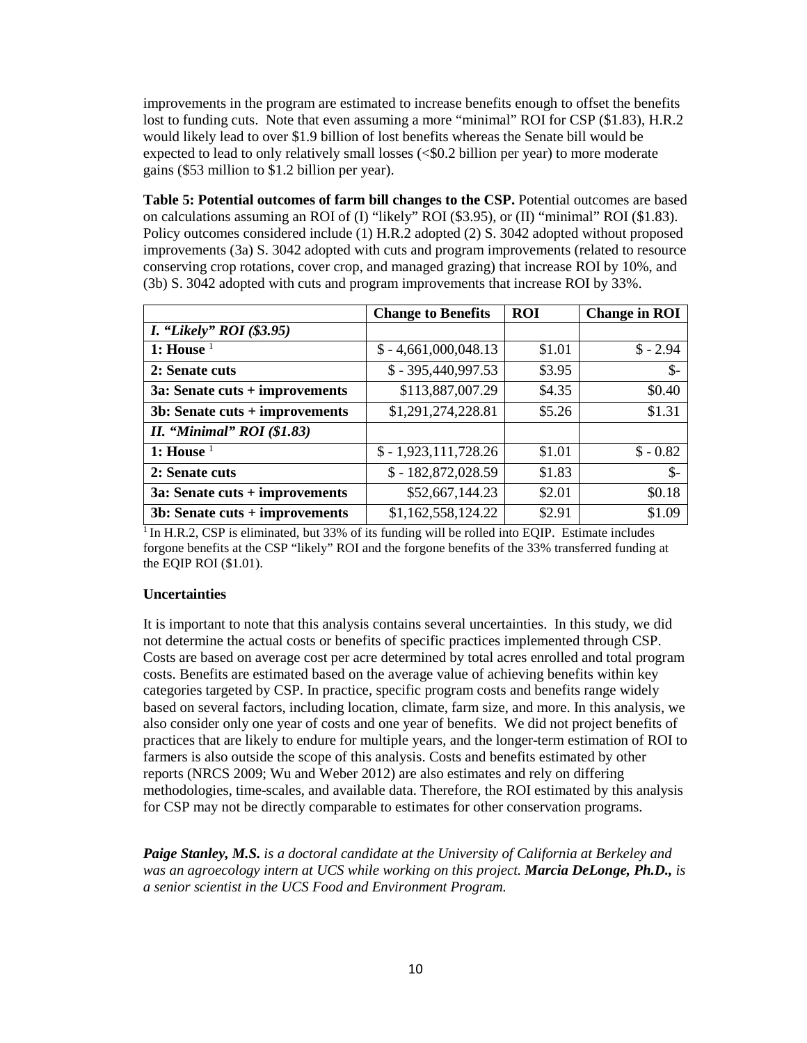improvements in the program are estimated to increase benefits enough to offset the benefits lost to funding cuts. Note that even assuming a more "minimal" ROI for CSP ($1.83), H.R.2 would likely lead to over $1.9 billion of lost benefits whereas the Senate bill would be expected to lead to only relatively small losses (<$0.2 billion per year) to more moderate gains ($53 million to $1.2 billion per year).

**Table 5: Potential outcomes of farm bill changes to the CSP.** Potential outcomes are based on calculations assuming an ROI of (I) "likely" ROI ($3.95), or (II) "minimal" ROI ($1.83). Policy outcomes considered include (1) H.R.2 adopted (2) S. 3042 adopted without proposed improvements (3a) S. 3042 adopted with cuts and program improvements (related to resource conserving crop rotations, cover crop, and managed grazing) that increase ROI by 10%, and (3b) S. 3042 adopted with cuts and program improvements that increase ROI by 33%.

| | Change to Benefits | ROI | Change in ROI |
|---|---|---|---|
| ***I. "Likely" ROI ($3.95)*** | | | |
| **1: House** [1] | $ - 4,661,000,048.13 | $1.01 | $ - 2.94 |
| **2: Senate cuts** | $ - 395,440,997.53 | $3.95 | $- |
| **3a: Senate cuts + improvements** | $113,887,007.29 | $4.35 | $0.40 |
| **3b: Senate cuts + improvements** | $1,291,274,228.81 | $5.26 | $1.31 |
| ***II. "Minimal" ROI ($1.83)*** | | | |
| **1: House** [1] | $ - 1,923,111,728.26 | $1.01 | $ - 0.82 |
| **2: Senate cuts** | $ - 182,872,028.59 | $1.83 | $- |
| **3a: Senate cuts + improvements** | $52,667,144.23 | $2.01 | $0.18 |
| **3b: Senate cuts + improvements** | $1,162,558,124.22 | $2.91 | $1.09 |

[1] In H.R.2, CSP is eliminated, but 33% of its funding will be rolled into EQIP. Estimate includes forgone benefits at the CSP "likely" ROI and the forgone benefits of the 33% transferred funding at the EQIP ROI ($1.01).

**Uncertainties**

It is important to note that this analysis contains several uncertainties. In this study, we did not determine the actual costs or benefits of specific practices implemented through CSP. Costs are based on average cost per acre determined by total acres enrolled and total program costs. Benefits are estimated based on the average value of achieving benefits within key categories targeted by CSP. In practice, specific program costs and benefits range widely based on several factors, including location, climate, farm size, and more. In this analysis, we also consider only one year of costs and one year of benefits. We did not project benefits of practices that are likely to endure for multiple years, and the longer-term estimation of ROI to farmers is also outside the scope of this analysis. Costs and benefits estimated by other reports (NRCS 2009; Wu and Weber 2012) are also estimates and rely on differing methodologies, time-scales, and available data. Therefore, the ROI estimated by this analysis for CSP may not be directly comparable to estimates for other conservation programs.

***Paige Stanley, M.S.*** *is a doctoral candidate at the University of California at Berkeley and was an agroecology intern at UCS while working on this project.* ***Marcia DeLonge, Ph.D.,*** *is a senior scientist in the UCS Food and Environment Program.*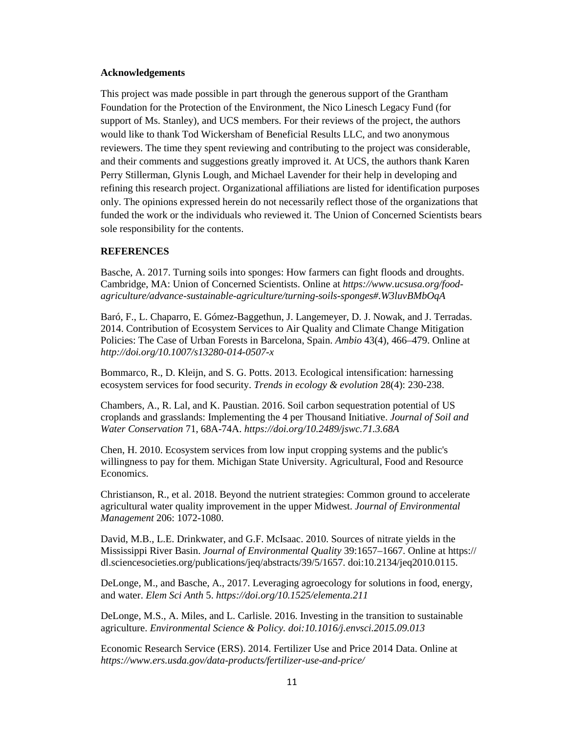**Acknowledgements**

This project was made possible in part through the generous support of the Grantham Foundation for the Protection of the Environment, the Nico Linesch Legacy Fund (for support of Ms. Stanley), and UCS members. For their reviews of the project, the authors would like to thank Tod Wickersham of Beneficial Results LLC, and two anonymous reviewers. The time they spent reviewing and contributing to the project was considerable, and their comments and suggestions greatly improved it. At UCS, the authors thank Karen Perry Stillerman, Glynis Lough, and Michael Lavender for their help in developing and refining this research project. Organizational affiliations are listed for identification purposes only. The opinions expressed herein do not necessarily reflect those of the organizations that funded the work or the individuals who reviewed it. The Union of Concerned Scientists bears sole responsibility for the contents.

**REFERENCES**

Basche, A. 2017. Turning soils into sponges: How farmers can fight floods and droughts. Cambridge, MA: Union of Concerned Scientists. Online at *https://www.ucsusa.org/food-agriculture/advance-sustainable-agriculture/turning-soils-sponges#.W3luvBMbOqA*

Baró, F., L. Chaparro, E. Gómez-Baggethun, J. Langemeyer, D. J. Nowak, and J. Terradas. 2014. Contribution of Ecosystem Services to Air Quality and Climate Change Mitigation Policies: The Case of Urban Forests in Barcelona, Spain. *Ambio* 43(4), 466–479. Online at *http://doi.org/10.1007/s13280-014-0507-x*

Bommarco, R., D. Kleijn, and S. G. Potts. 2013. Ecological intensification: harnessing ecosystem services for food security. *Trends in ecology & evolution* 28(4): 230-238.

Chambers, A., R. Lal, and K. Paustian. 2016. Soil carbon sequestration potential of US croplands and grasslands: Implementing the 4 per Thousand Initiative. *Journal of Soil and Water Conservation* 71, 68A-74A. *https://doi.org/10.2489/jswc.71.3.68A*

Chen, H. 2010. Ecosystem services from low input cropping systems and the public's willingness to pay for them. Michigan State University. Agricultural, Food and Resource Economics.

Christianson, R., et al. 2018. Beyond the nutrient strategies: Common ground to accelerate agricultural water quality improvement in the upper Midwest. *Journal of Environmental Management* 206: 1072-1080.

David, M.B., L.E. Drinkwater, and G.F. McIsaac. 2010. Sources of nitrate yields in the Mississippi River Basin. *Journal of Environmental Quality* 39:1657–1667. Online at https://dl.sciencesocieties.org/publications/jeq/abstracts/39/5/1657. doi:10.2134/jeq2010.0115.

DeLonge, M., and Basche, A., 2017. Leveraging agroecology for solutions in food, energy, and water. *Elem Sci Anth* 5. *https://doi.org/10.1525/elementa.211*

DeLonge, M.S., A. Miles, and L. Carlisle. 2016. Investing in the transition to sustainable agriculture. *Environmental Science & Policy. doi:10.1016/j.envsci.2015.09.013*

Economic Research Service (ERS). 2014. Fertilizer Use and Price 2014 Data. Online at *https://www.ers.usda.gov/data-products/fertilizer-use-and-price/*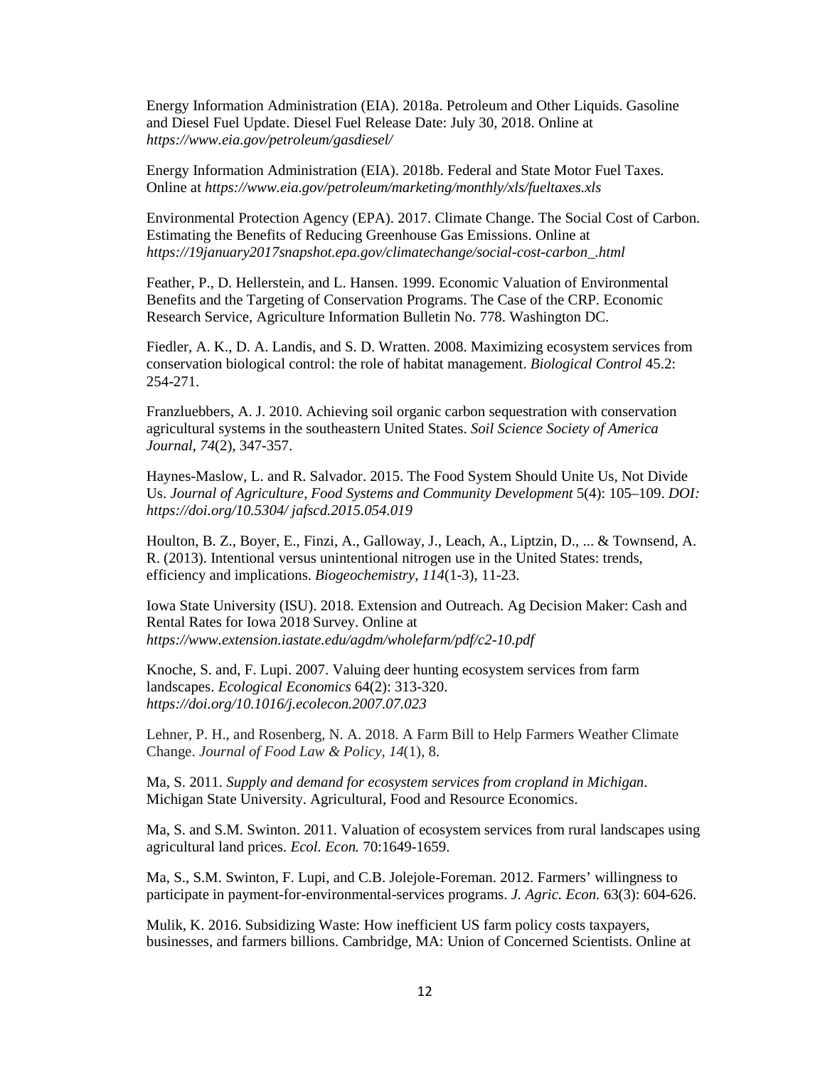Energy Information Administration (EIA). 2018a. Petroleum and Other Liquids. Gasoline and Diesel Fuel Update. Diesel Fuel Release Date: July 30, 2018. Online at *https://www.eia.gov/petroleum/gasdiesel/*

Energy Information Administration (EIA). 2018b. Federal and State Motor Fuel Taxes. Online at *https://www.eia.gov/petroleum/marketing/monthly/xls/fueltaxes.xls*

Environmental Protection Agency (EPA). 2017. Climate Change. The Social Cost of Carbon. Estimating the Benefits of Reducing Greenhouse Gas Emissions. Online at *https://19january2017snapshot.epa.gov/climatechange/social-cost-carbon_.html*

Feather, P., D. Hellerstein, and L. Hansen. 1999. Economic Valuation of Environmental Benefits and the Targeting of Conservation Programs. The Case of the CRP. Economic Research Service, Agriculture Information Bulletin No. 778. Washington DC.

Fiedler, A. K., D. A. Landis, and S. D. Wratten. 2008. Maximizing ecosystem services from conservation biological control: the role of habitat management. *Biological Control* 45.2: 254-271.

Franzluebbers, A. J. 2010. Achieving soil organic carbon sequestration with conservation agricultural systems in the southeastern United States. *Soil Science Society of America Journal*, *74*(2), 347-357.

Haynes-Maslow, L. and R. Salvador. 2015. The Food System Should Unite Us, Not Divide Us. *Journal of Agriculture, Food Systems and Community Development* 5(4): 105–109. *DOI: https://doi.org/10.5304/ jafscd.2015.054.019*

Houlton, B. Z., Boyer, E., Finzi, A., Galloway, J., Leach, A., Liptzin, D., ... & Townsend, A. R. (2013). Intentional versus unintentional nitrogen use in the United States: trends, efficiency and implications. *Biogeochemistry*, *114*(1-3), 11-23.

Iowa State University (ISU). 2018. Extension and Outreach. Ag Decision Maker: Cash and Rental Rates for Iowa 2018 Survey. Online at *https://www.extension.iastate.edu/agdm/wholefarm/pdf/c2-10.pdf*

Knoche, S. and, F. Lupi. 2007. Valuing deer hunting ecosystem services from farm landscapes. *Ecological Economics* 64(2): 313-320. *https://doi.org/10.1016/j.ecolecon.2007.07.023*

Lehner, P. H., and Rosenberg, N. A. 2018. A Farm Bill to Help Farmers Weather Climate Change. *Journal of Food Law & Policy*, *14*(1), 8.

Ma, S. 2011. *Supply and demand for ecosystem services from cropland in Michigan*. Michigan State University. Agricultural, Food and Resource Economics.

Ma, S. and S.M. Swinton. 2011. Valuation of ecosystem services from rural landscapes using agricultural land prices. *Ecol. Econ.* 70:1649-1659.

Ma, S., S.M. Swinton, F. Lupi, and C.B. Jolejole-Foreman. 2012. Farmers' willingness to participate in payment-for-environmental-services programs. *J. Agric. Econ.* 63(3): 604-626.

Mulik, K. 2016. Subsidizing Waste: How inefficient US farm policy costs taxpayers, businesses, and farmers billions. Cambridge, MA: Union of Concerned Scientists. Online at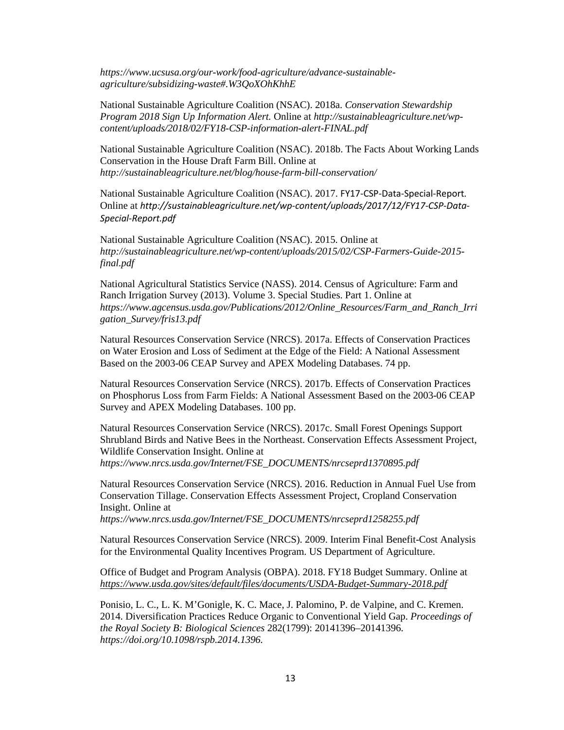*https://www.ucsusa.org/our-work/food-agriculture/advance-sustainable-agriculture/subsidizing-waste#.W3QoXOhKhhE*

National Sustainable Agriculture Coalition (NSAC). 2018a. *Conservation Stewardship Program 2018 Sign Up Information Alert.* Online at *http://sustainableagriculture.net/wp-content/uploads/2018/02/FY18-CSP-information-alert-FINAL.pdf*

National Sustainable Agriculture Coalition (NSAC). 2018b. The Facts About Working Lands Conservation in the House Draft Farm Bill. Online at *http://sustainableagriculture.net/blog/house-farm-bill-conservation/*

National Sustainable Agriculture Coalition (NSAC). 2017. FY17-CSP-Data-Special-Report. Online at *http://sustainableagriculture.net/wp-content/uploads/2017/12/FY17-CSP-Data-Special-Report.pdf*

National Sustainable Agriculture Coalition (NSAC). 2015. Online at *http://sustainableagriculture.net/wp-content/uploads/2015/02/CSP-Farmers-Guide-2015-final.pdf*

National Agricultural Statistics Service (NASS). 2014. Census of Agriculture: Farm and Ranch Irrigation Survey (2013). Volume 3. Special Studies. Part 1. Online at *https://www.agcensus.usda.gov/Publications/2012/Online_Resources/Farm_and_Ranch_Irrigation_Survey/fris13.pdf*

Natural Resources Conservation Service (NRCS). 2017a. Effects of Conservation Practices on Water Erosion and Loss of Sediment at the Edge of the Field: A National Assessment Based on the 2003-06 CEAP Survey and APEX Modeling Databases. 74 pp.

Natural Resources Conservation Service (NRCS). 2017b. Effects of Conservation Practices on Phosphorus Loss from Farm Fields: A National Assessment Based on the 2003-06 CEAP Survey and APEX Modeling Databases. 100 pp.

Natural Resources Conservation Service (NRCS). 2017c. Small Forest Openings Support Shrubland Birds and Native Bees in the Northeast. Conservation Effects Assessment Project, Wildlife Conservation Insight. Online at *https://www.nrcs.usda.gov/Internet/FSE_DOCUMENTS/nrcseprd1370895.pdf*

Natural Resources Conservation Service (NRCS). 2016. Reduction in Annual Fuel Use from Conservation Tillage. Conservation Effects Assessment Project, Cropland Conservation Insight. Online at *https://www.nrcs.usda.gov/Internet/FSE_DOCUMENTS/nrcseprd1258255.pdf*

Natural Resources Conservation Service (NRCS). 2009. Interim Final Benefit-Cost Analysis for the Environmental Quality Incentives Program. US Department of Agriculture.

Office of Budget and Program Analysis (OBPA). 2018. FY18 Budget Summary. Online at *https://www.usda.gov/sites/default/files/documents/USDA-Budget-Summary-2018.pdf*

Ponisio, L. C., L. K. M'Gonigle, K. C. Mace, J. Palomino, P. de Valpine, and C. Kremen. 2014. Diversification Practices Reduce Organic to Conventional Yield Gap. *Proceedings of the Royal Society B: Biological Sciences* 282(1799): 20141396–20141396. *https://doi.org/10.1098/rspb.2014.1396.*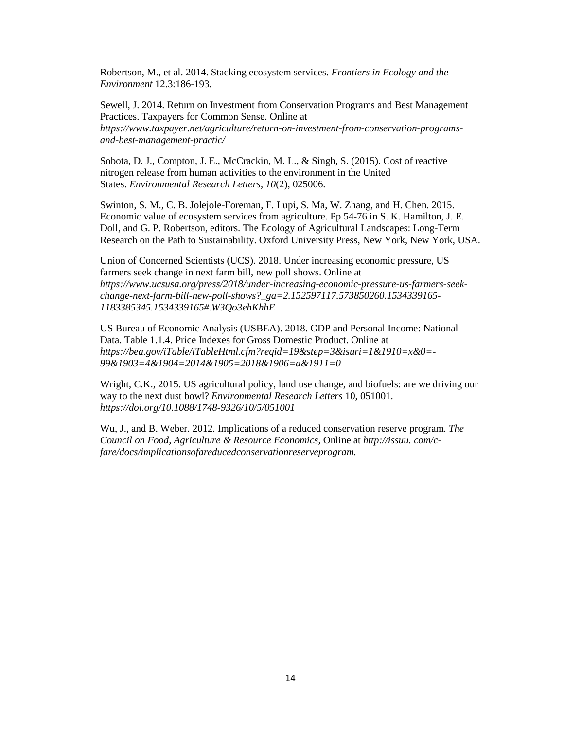Robertson, M., et al. 2014. Stacking ecosystem services. *Frontiers in Ecology and the Environment* 12.3:186-193.

Sewell, J. 2014. Return on Investment from Conservation Programs and Best Management Practices. Taxpayers for Common Sense. Online at *https://www.taxpayer.net/agriculture/return-on-investment-from-conservation-programs-and-best-management-practic/*

Sobota, D. J., Compton, J. E., McCrackin, M. L., & Singh, S. (2015). Cost of reactive nitrogen release from human activities to the environment in the United States. *Environmental Research Letters*, *10*(2), 025006.

Swinton, S. M., C. B. Jolejole-Foreman, F. Lupi, S. Ma, W. Zhang, and H. Chen. 2015. Economic value of ecosystem services from agriculture. Pp 54-76 in S. K. Hamilton, J. E. Doll, and G. P. Robertson, editors. The Ecology of Agricultural Landscapes: Long-Term Research on the Path to Sustainability. Oxford University Press, New York, New York, USA.

Union of Concerned Scientists (UCS). 2018. Under increasing economic pressure, US farmers seek change in next farm bill, new poll shows. Online at *https://www.ucsusa.org/press/2018/under-increasing-economic-pressure-us-farmers-seek-change-next-farm-bill-new-poll-shows?_ga=2.152597117.573850260.1534339165-1183385345.1534339165#.W3Qo3ehKhhE*

US Bureau of Economic Analysis (USBEA). 2018. GDP and Personal Income: National Data. Table 1.1.4. Price Indexes for Gross Domestic Product. Online at *https://bea.gov/iTable/iTableHtml.cfm?reqid=19&step=3&isuri=1&1910=x&0=-99&1903=4&1904=2014&1905=2018&1906=a&1911=0*

Wright, C.K., 2015. US agricultural policy, land use change, and biofuels: are we driving our way to the next dust bowl? *Environmental Research Letters* 10, 051001. *https://doi.org/10.1088/1748-9326/10/5/051001*

Wu, J., and B. Weber. 2012. Implications of a reduced conservation reserve program. *The Council on Food, Agriculture & Resource Economics*, Online at *http://issuu. com/c-fare/docs/implicationsofareducedconservationreserveprogram.*